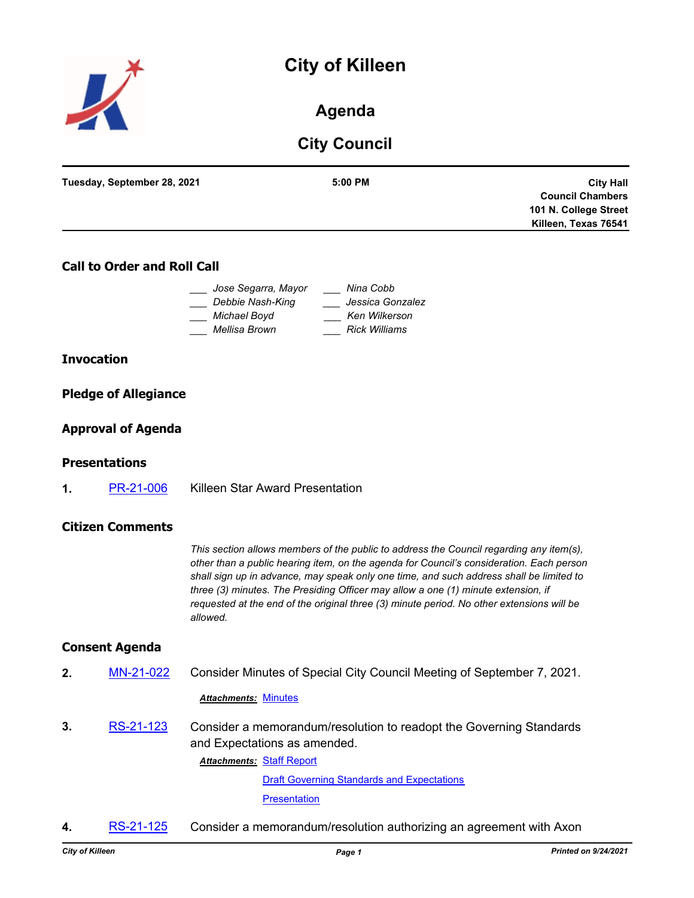# City of Killeen

## Agenda

## City Council

**Tuesday, September 28, 2021** **5:00 PM** **City Hall Council Chambers 101 N. College Street Killeen, Texas 76541**

### Call to Order and Roll Call

___ *Jose Segarra, Mayor*
___ *Debbie Nash-King*
___ *Michael Boyd*
___ *Mellisa Brown*
___ *Nina Cobb*
___ *Jessica Gonzalez*
___ *Ken Wilkerson*
___ *Rick Williams*

### Invocation

### Pledge of Allegiance

### Approval of Agenda

### Presentations

**1.** PR-21-006 Killeen Star Award Presentation

### Citizen Comments

*This section allows members of the public to address the Council regarding any item(s), other than a public hearing item, on the agenda for Council's consideration. Each person shall sign up in advance, may speak only one time, and such address shall be limited to three (3) minutes. The Presiding Officer may allow a one (1) minute extension, if requested at the end of the original three (3) minute period. No other extensions will be allowed.*

### Consent Agenda

**2.** MN-21-022 Consider Minutes of Special City Council Meeting of September 7, 2021.

***Attachments:*** Minutes

**3.** RS-21-123 Consider a memorandum/resolution to readopt the Governing Standards and Expectations as amended.

***Attachments:*** Staff Report
Draft Governing Standards and Expectations
Presentation

**4.** RS-21-125 Consider a memorandum/resolution authorizing an agreement with Axon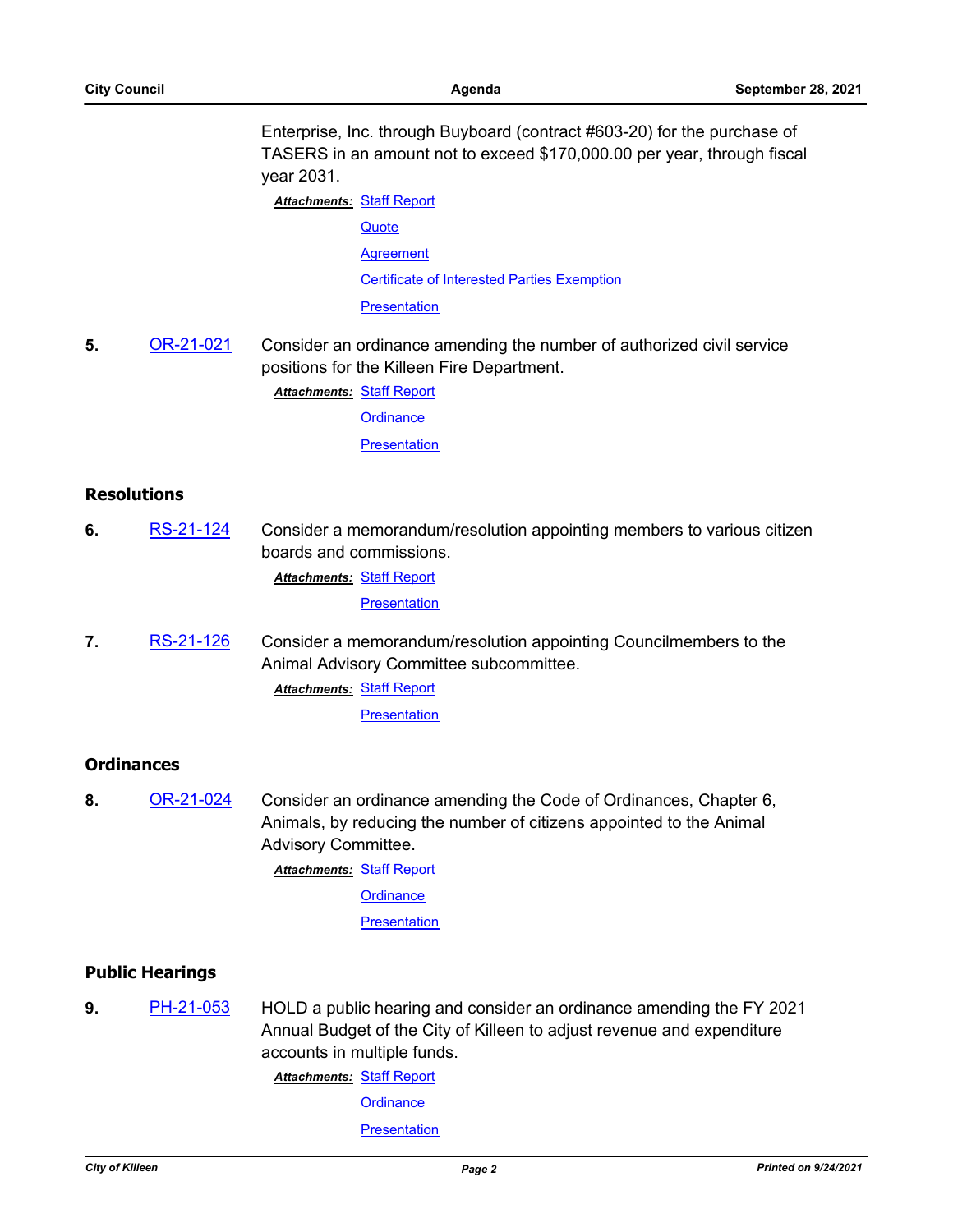Enterprise, Inc. through Buyboard (contract #603-20) for the purchase of TASERS in an amount not to exceed $170,000.00 per year, through fiscal year 2031.

***Attachments:*** Staff Report
Quote
Agreement
Certificate of Interested Parties Exemption
Presentation

**5.** OR-21-021 Consider an ordinance amending the number of authorized civil service positions for the Killeen Fire Department.

***Attachments:*** Staff Report
Ordinance
Presentation

## Resolutions

**6.** RS-21-124 Consider a memorandum/resolution appointing members to various citizen boards and commissions.

***Attachments:*** Staff Report
Presentation

**7.** RS-21-126 Consider a memorandum/resolution appointing Councilmembers to the Animal Advisory Committee subcommittee.

***Attachments:*** Staff Report
Presentation

## Ordinances

**8.** OR-21-024 Consider an ordinance amending the Code of Ordinances, Chapter 6, Animals, by reducing the number of citizens appointed to the Animal Advisory Committee.

***Attachments:*** Staff Report
Ordinance
Presentation

## Public Hearings

**9.** PH-21-053 HOLD a public hearing and consider an ordinance amending the FY 2021 Annual Budget of the City of Killeen to adjust revenue and expenditure accounts in multiple funds.

***Attachments:*** Staff Report
Ordinance
Presentation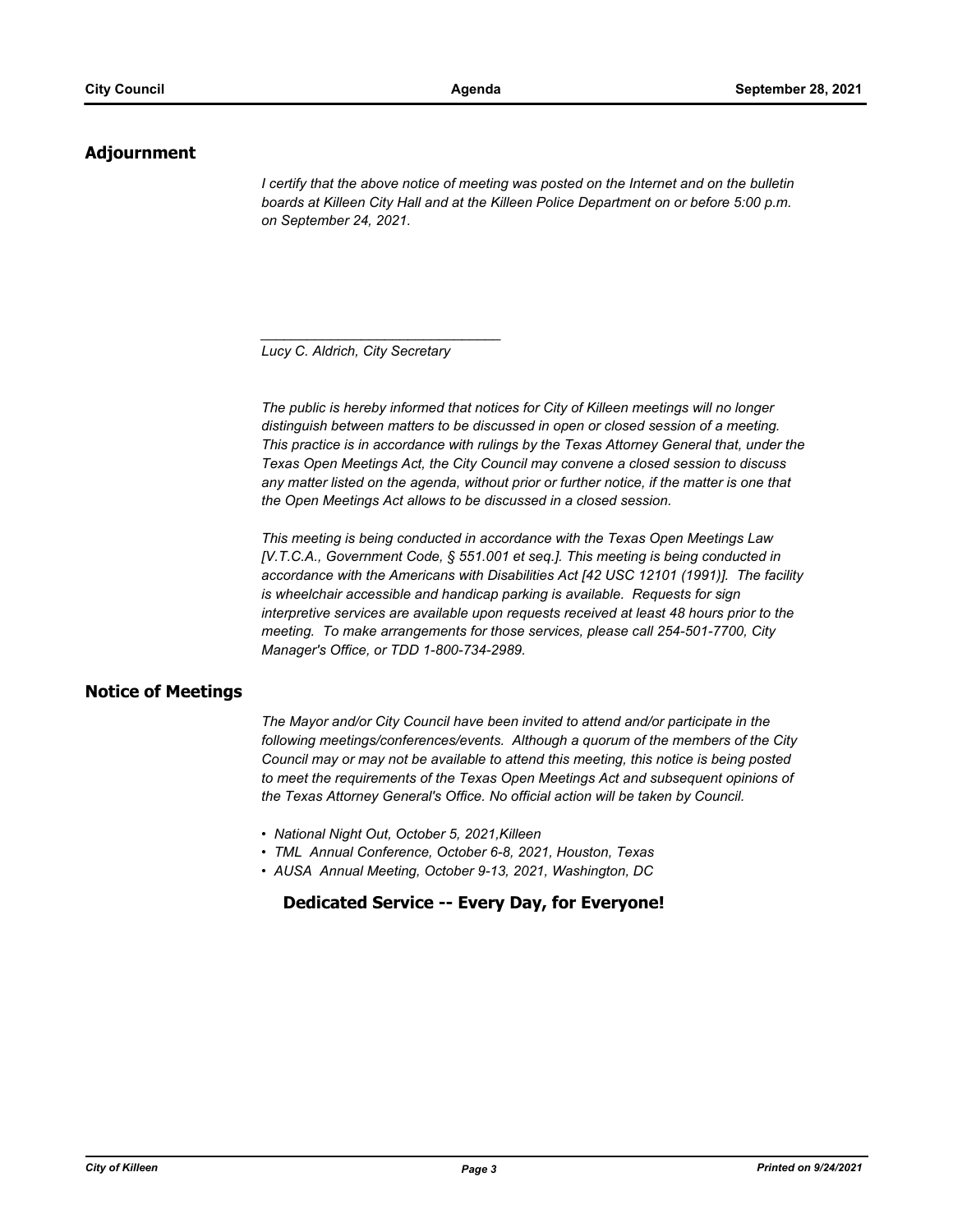## Adjournment

*I certify that the above notice of meeting was posted on the Internet and on the bulletin boards at Killeen City Hall and at the Killeen Police Department on or before 5:00 p.m. on September 24, 2021.*

_______________________________

*Lucy C. Aldrich, City Secretary*

*The public is hereby informed that notices for City of Killeen meetings will no longer distinguish between matters to be discussed in open or closed session of a meeting. This practice is in accordance with rulings by the Texas Attorney General that, under the Texas Open Meetings Act, the City Council may convene a closed session to discuss any matter listed on the agenda, without prior or further notice, if the matter is one that the Open Meetings Act allows to be discussed in a closed session.*

*This meeting is being conducted in accordance with the Texas Open Meetings Law [V.T.C.A., Government Code, § 551.001 et seq.]. This meeting is being conducted in accordance with the Americans with Disabilities Act [42 USC 12101 (1991)]. The facility is wheelchair accessible and handicap parking is available. Requests for sign interpretive services are available upon requests received at least 48 hours prior to the meeting. To make arrangements for those services, please call 254-501-7700, City Manager's Office, or TDD 1-800-734-2989.*

## Notice of Meetings

*The Mayor and/or City Council have been invited to attend and/or participate in the following meetings/conferences/events. Although a quorum of the members of the City Council may or may not be available to attend this meeting, this notice is being posted to meet the requirements of the Texas Open Meetings Act and subsequent opinions of the Texas Attorney General's Office. No official action will be taken by Council.*

- *National Night Out, October 5, 2021,Killeen*
- *TML Annual Conference, October 6-8, 2021, Houston, Texas*
- *AUSA Annual Meeting, October 9-13, 2021, Washington, DC*

**Dedicated Service -- Every Day, for Everyone!**